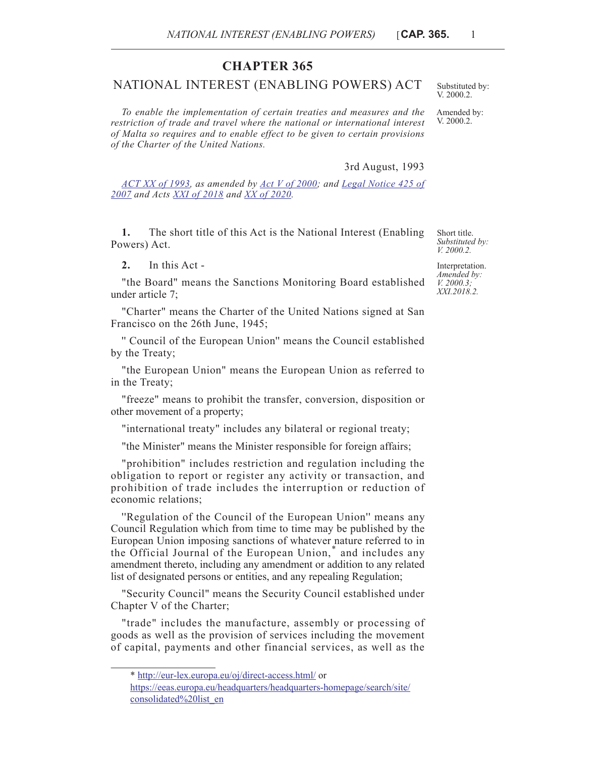# CHAPTER 365

## NATIONAL INTEREST (ENABLING POWERS) ACT

Substituted by: V. 2000.2.

Amended by: V. 2000.2.

*To enable the implementation of certain treaties and measures and the restriction of trade and travel where the national or international interest of Malta so requires and to enable effect to be given to certain provisions of the Charter of the United Nations.*

3rd August, 1993

*ACT XX of 1993, as amended by Act V of 2000; and Legal Notice 425 of 2007 and Acts XXI of 2018 and XX of 2020.*

Short title. *Substituted by: V. 2000.2.*

**1.** The short title of this Act is the National Interest (Enabling Powers) Act.

Interpretation. *Amended by: V. 2000.3; XXI.2018.2.*

**2.** In this Act -

"the Board" means the Sanctions Monitoring Board established under article 7;

"Charter" means the Charter of the United Nations signed at San Francisco on the 26th June, 1945;

" Council of the European Union" means the Council established by the Treaty;

"the European Union" means the European Union as referred to in the Treaty;

"freeze" means to prohibit the transfer, conversion, disposition or other movement of a property;

"international treaty" includes any bilateral or regional treaty;

"the Minister" means the Minister responsible for foreign affairs;

"prohibition" includes restriction and regulation including the obligation to report or register any activity or transaction, and prohibition of trade includes the interruption or reduction of economic relations;

"Regulation of the Council of the European Union" means any Council Regulation which from time to time may be published by the European Union imposing sanctions of whatever nature referred to in the Official Journal of the European Union,* and includes any amendment thereto, including any amendment or addition to any related list of designated persons or entities, and any repealing Regulation;

"Security Council" means the Security Council established under Chapter V of the Charter;

"trade" includes the manufacture, assembly or processing of goods as well as the provision of services including the movement of capital, payments and other financial services, as well as the

* http://eur-lex.europa.eu/oj/direct-access.html/ or https://eeas.europa.eu/headquarters/headquarters-homepage/search/site/consolidated%20list_en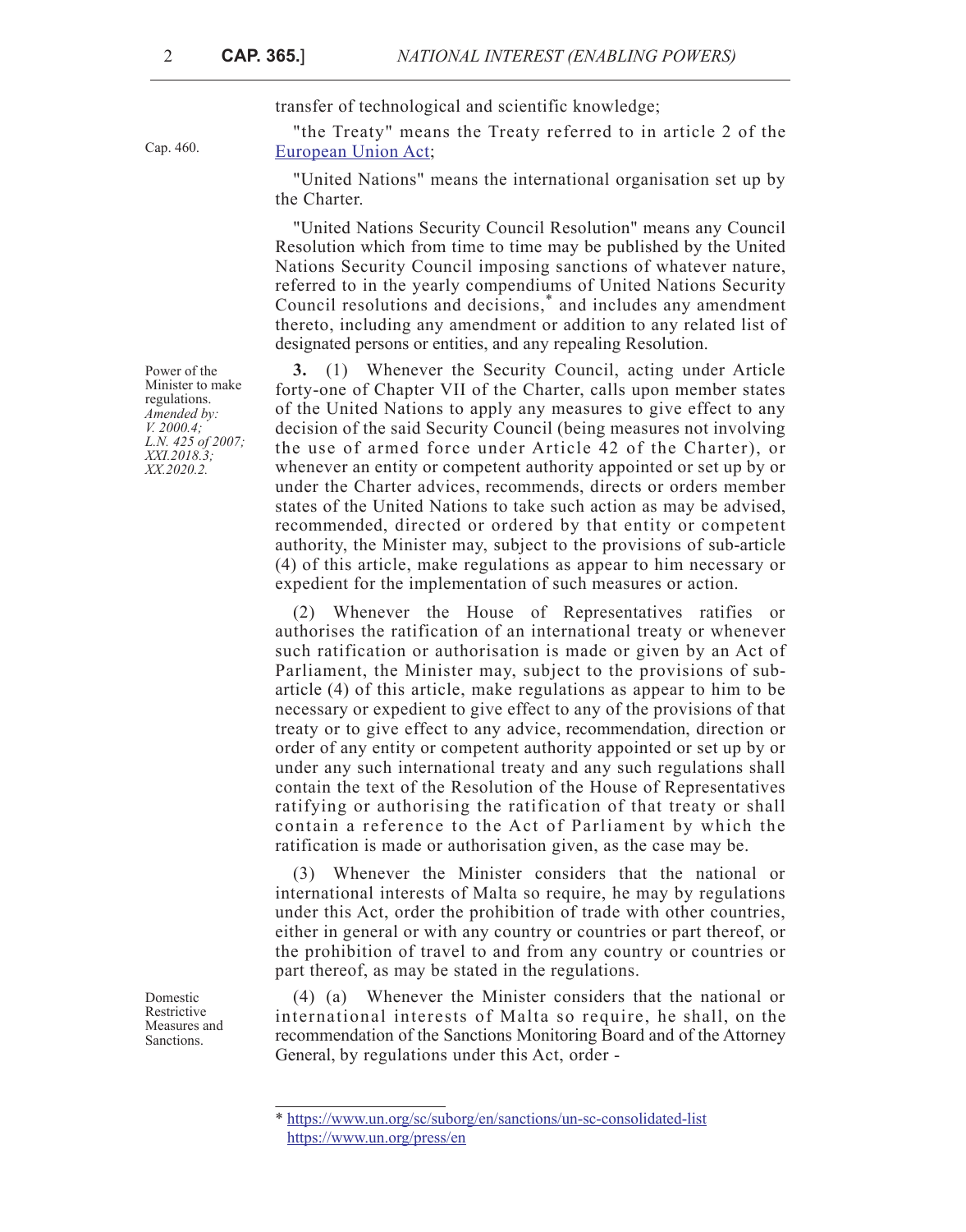transfer of technological and scientific knowledge;

Cap. 460.

"the Treaty" means the Treaty referred to in article 2 of the European Union Act;

"United Nations" means the international organisation set up by the Charter.

"United Nations Security Council Resolution" means any Council Resolution which from time to time may be published by the United Nations Security Council imposing sanctions of whatever nature, referred to in the yearly compendiums of United Nations Security Council resolutions and decisions,* and includes any amendment thereto, including any amendment or addition to any related list of designated persons or entities, and any repealing Resolution.

Power of the Minister to make regulations.
*Amended by: V. 2000.4; L.N. 425 of 2007; XXI.2018.3; XX.2020.2.*

**3.** (1) Whenever the Security Council, acting under Article forty-one of Chapter VII of the Charter, calls upon member states of the United Nations to apply any measures to give effect to any decision of the said Security Council (being measures not involving the use of armed force under Article 42 of the Charter), or whenever an entity or competent authority appointed or set up by or under the Charter advices, recommends, directs or orders member states of the United Nations to take such action as may be advised, recommended, directed or ordered by that entity or competent authority, the Minister may, subject to the provisions of sub-article (4) of this article, make regulations as appear to him necessary or expedient for the implementation of such measures or action.

(2) Whenever the House of Representatives ratifies or authorises the ratification of an international treaty or whenever such ratification or authorisation is made or given by an Act of Parliament, the Minister may, subject to the provisions of sub-article (4) of this article, make regulations as appear to him to be necessary or expedient to give effect to any of the provisions of that treaty or to give effect to any advice, recommendation, direction or order of any entity or competent authority appointed or set up by or under any such international treaty and any such regulations shall contain the text of the Resolution of the House of Representatives ratifying or authorising the ratification of that treaty or shall contain a reference to the Act of Parliament by which the ratification is made or authorisation given, as the case may be.

(3) Whenever the Minister considers that the national or international interests of Malta so require, he may by regulations under this Act, order the prohibition of trade with other countries, either in general or with any country or countries or part thereof, or the prohibition of travel to and from any country or countries or part thereof, as may be stated in the regulations.

Domestic Restrictive Measures and Sanctions.

(4) (a) Whenever the Minister considers that the national or international interests of Malta so require, he shall, on the recommendation of the Sanctions Monitoring Board and of the Attorney General, by regulations under this Act, order -

* https://www.un.org/sc/suborg/en/sanctions/un-sc-consolidated-list
https://www.un.org/press/en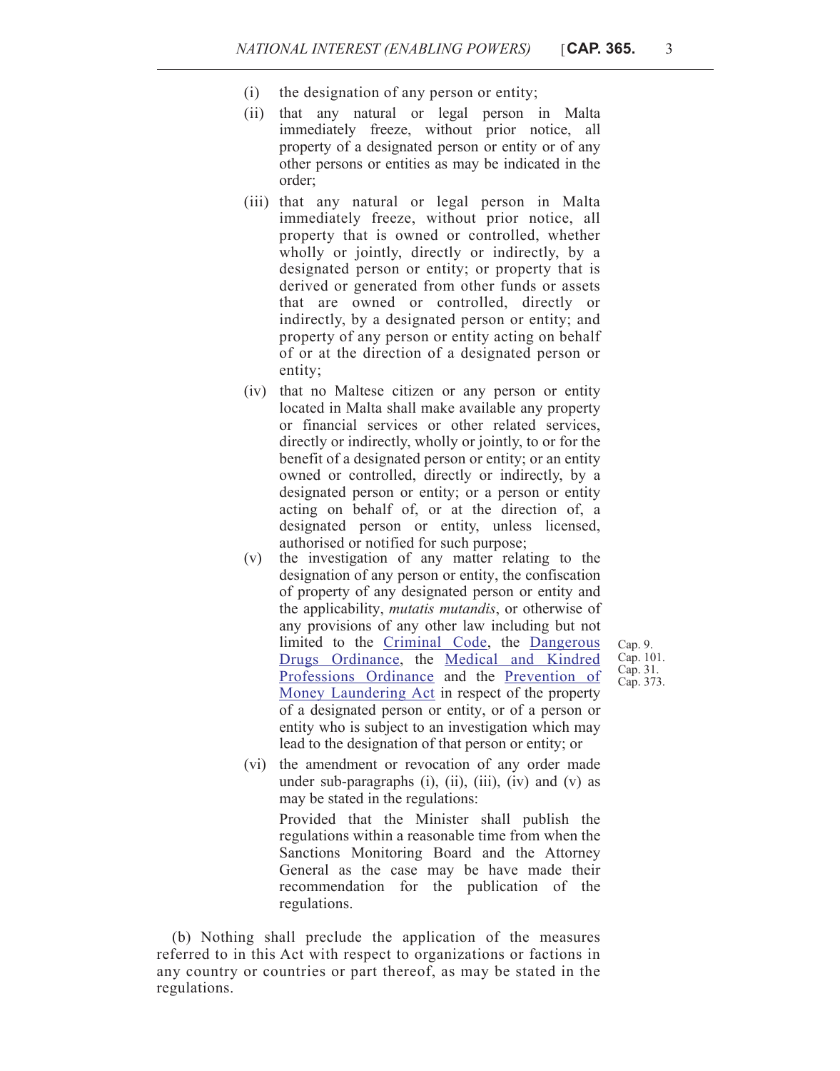(i) the designation of any person or entity;

(ii) that any natural or legal person in Malta immediately freeze, without prior notice, all property of a designated person or entity or of any other persons or entities as may be indicated in the order;

(iii) that any natural or legal person in Malta immediately freeze, without prior notice, all property that is owned or controlled, whether wholly or jointly, directly or indirectly, by a designated person or entity; or property that is derived or generated from other funds or assets that are owned or controlled, directly or indirectly, by a designated person or entity; and property of any person or entity acting on behalf of or at the direction of a designated person or entity;

(iv) that no Maltese citizen or any person or entity located in Malta shall make available any property or financial services or other related services, directly or indirectly, wholly or jointly, to or for the benefit of a designated person or entity; or an entity owned or controlled, directly or indirectly, by a designated person or entity; or a person or entity acting on behalf of, or at the direction of, a designated person or entity, unless licensed, authorised or notified for such purpose;

(v) the investigation of any matter relating to the designation of any person or entity, the confiscation of property of any designated person or entity and the applicability, *mutatis mutandis*, or otherwise of any provisions of any other law including but not limited to the Criminal Code, the Dangerous Drugs Ordinance, the Medical and Kindred Professions Ordinance and the Prevention of Money Laundering Act in respect of the property of a designated person or entity, or of a person or entity who is subject to an investigation which may lead to the designation of that person or entity; or

Cap. 9.
Cap. 101.
Cap. 31.
Cap. 373.

(vi) the amendment or revocation of any order made under sub-paragraphs (i), (ii), (iii), (iv) and (v) as may be stated in the regulations:

Provided that the Minister shall publish the regulations within a reasonable time from when the Sanctions Monitoring Board and the Attorney General as the case may be have made their recommendation for the publication of the regulations.

(b) Nothing shall preclude the application of the measures referred to in this Act with respect to organizations or factions in any country or countries or part thereof, as may be stated in the regulations.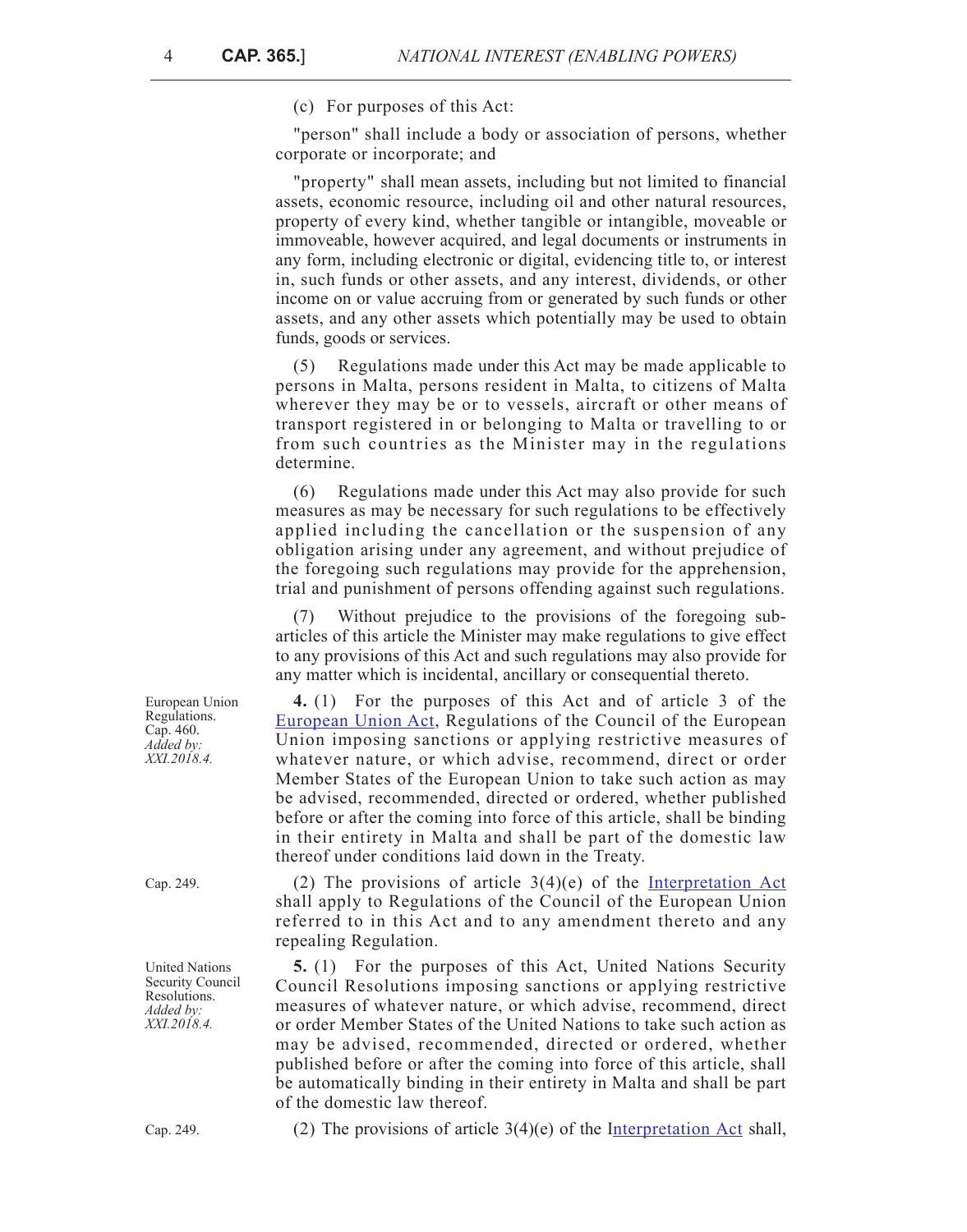(c) For purposes of this Act:

"person" shall include a body or association of persons, whether corporate or incorporate; and

"property" shall mean assets, including but not limited to financial assets, economic resource, including oil and other natural resources, property of every kind, whether tangible or intangible, moveable or immoveable, however acquired, and legal documents or instruments in any form, including electronic or digital, evidencing title to, or interest in, such funds or other assets, and any interest, dividends, or other income on or value accruing from or generated by such funds or other assets, and any other assets which potentially may be used to obtain funds, goods or services.

(5) Regulations made under this Act may be made applicable to persons in Malta, persons resident in Malta, to citizens of Malta wherever they may be or to vessels, aircraft or other means of transport registered in or belonging to Malta or travelling to or from such countries as the Minister may in the regulations determine.

(6) Regulations made under this Act may also provide for such measures as may be necessary for such regulations to be effectively applied including the cancellation or the suspension of any obligation arising under any agreement, and without prejudice of the foregoing such regulations may provide for the apprehension, trial and punishment of persons offending against such regulations.

(7) Without prejudice to the provisions of the foregoing sub-articles of this article the Minister may make regulations to give effect to any provisions of this Act and such regulations may also provide for any matter which is incidental, ancillary or consequential thereto.

European Union Regulations. Cap. 460. *Added by: XXI.2018.4.*

**4.** (1) For the purposes of this Act and of article 3 of the European Union Act, Regulations of the Council of the European Union imposing sanctions or applying restrictive measures of whatever nature, or which advise, recommend, direct or order Member States of the European Union to take such action as may be advised, recommended, directed or ordered, whether published before or after the coming into force of this article, shall be binding in their entirety in Malta and shall be part of the domestic law thereof under conditions laid down in the Treaty.

Cap. 249.

(2) The provisions of article 3(4)(e) of the Interpretation Act shall apply to Regulations of the Council of the European Union referred to in this Act and to any amendment thereto and any repealing Regulation.

United Nations Security Council Resolutions. *Added by: XXI.2018.4.*

**5.** (1) For the purposes of this Act, United Nations Security Council Resolutions imposing sanctions or applying restrictive measures of whatever nature, or which advise, recommend, direct or order Member States of the United Nations to take such action as may be advised, recommended, directed or ordered, whether published before or after the coming into force of this article, shall be automatically binding in their entirety in Malta and shall be part of the domestic law thereof.

Cap. 249.

(2) The provisions of article 3(4)(e) of the Interpretation Act shall,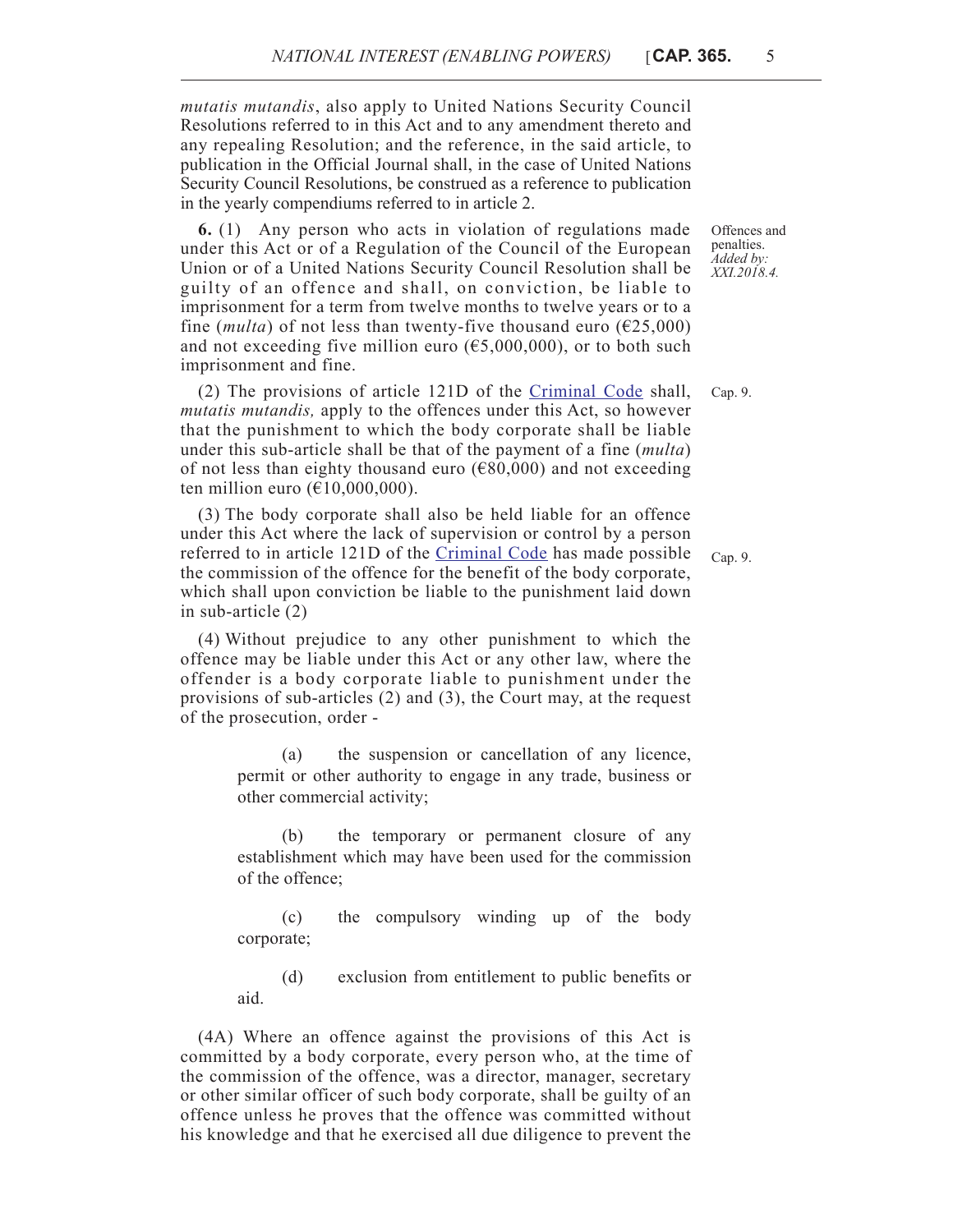*mutatis mutandis*, also apply to United Nations Security Council Resolutions referred to in this Act and to any amendment thereto and any repealing Resolution; and the reference, in the said article, to publication in the Official Journal shall, in the case of United Nations Security Council Resolutions, be construed as a reference to publication in the yearly compendiums referred to in article 2.

Offences and penalties. *Added by: XXI.2018.4.*

**6.** (1) Any person who acts in violation of regulations made under this Act or of a Regulation of the Council of the European Union or of a United Nations Security Council Resolution shall be guilty of an offence and shall, on conviction, be liable to imprisonment for a term from twelve months to twelve years or to a fine (*multa*) of not less than twenty-five thousand euro (€25,000) and not exceeding five million euro (€5,000,000), or to both such imprisonment and fine.

Cap. 9.

(2) The provisions of article 121D of the Criminal Code shall, *mutatis mutandis,* apply to the offences under this Act, so however that the punishment to which the body corporate shall be liable under this sub-article shall be that of the payment of a fine (*multa*) of not less than eighty thousand euro (€80,000) and not exceeding ten million euro (€10,000,000).

Cap. 9.

(3) The body corporate shall also be held liable for an offence under this Act where the lack of supervision or control by a person referred to in article 121D of the Criminal Code has made possible the commission of the offence for the benefit of the body corporate, which shall upon conviction be liable to the punishment laid down in sub-article (2)

(4) Without prejudice to any other punishment to which the offence may be liable under this Act or any other law, where the offender is a body corporate liable to punishment under the provisions of sub-articles (2) and (3), the Court may, at the request of the prosecution, order -

(a) the suspension or cancellation of any licence, permit or other authority to engage in any trade, business or other commercial activity;

(b) the temporary or permanent closure of any establishment which may have been used for the commission of the offence;

(c) the compulsory winding up of the body corporate;

(d) exclusion from entitlement to public benefits or aid.

(4A) Where an offence against the provisions of this Act is committed by a body corporate, every person who, at the time of the commission of the offence, was a director, manager, secretary or other similar officer of such body corporate, shall be guilty of an offence unless he proves that the offence was committed without his knowledge and that he exercised all due diligence to prevent the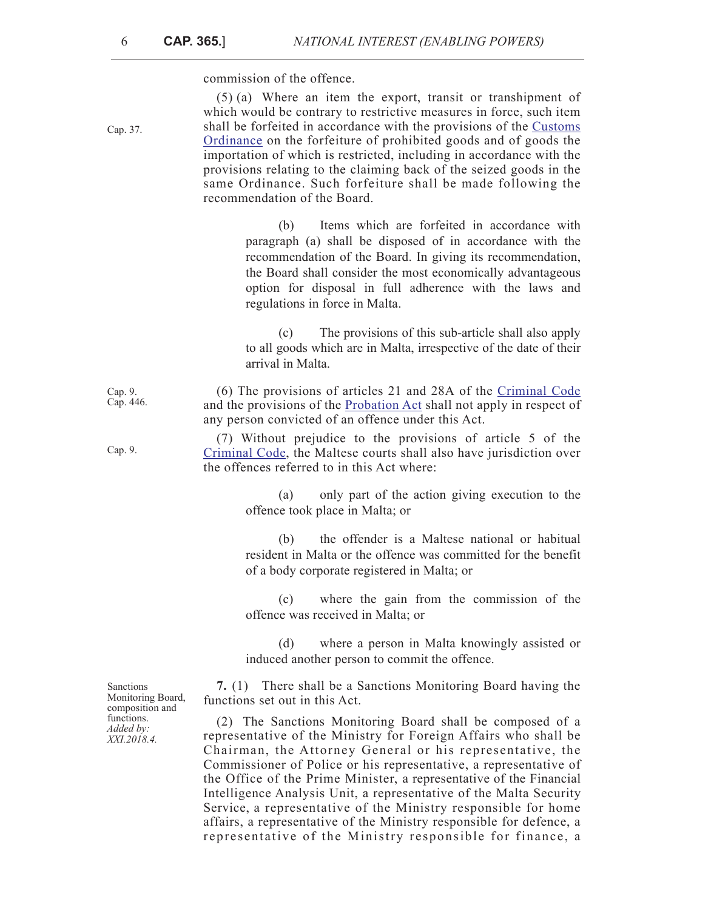commission of the offence.

Cap. 37.

(5) (a) Where an item the export, transit or transhipment of which would be contrary to restrictive measures in force, such item shall be forfeited in accordance with the provisions of the Customs Ordinance on the forfeiture of prohibited goods and of goods the importation of which is restricted, including in accordance with the provisions relating to the claiming back of the seized goods in the same Ordinance. Such forfeiture shall be made following the recommendation of the Board.

(b) Items which are forfeited in accordance with paragraph (a) shall be disposed of in accordance with the recommendation of the Board. In giving its recommendation, the Board shall consider the most economically advantageous option for disposal in full adherence with the laws and regulations in force in Malta.

(c) The provisions of this sub-article shall also apply to all goods which are in Malta, irrespective of the date of their arrival in Malta.

Cap. 9.
Cap. 446.

(6) The provisions of articles 21 and 28A of the Criminal Code and the provisions of the Probation Act shall not apply in respect of any person convicted of an offence under this Act.

Cap. 9.

(7) Without prejudice to the provisions of article 5 of the Criminal Code, the Maltese courts shall also have jurisdiction over the offences referred to in this Act where:

(a) only part of the action giving execution to the offence took place in Malta; or

(b) the offender is a Maltese national or habitual resident in Malta or the offence was committed for the benefit of a body corporate registered in Malta; or

(c) where the gain from the commission of the offence was received in Malta; or

(d) where a person in Malta knowingly assisted or induced another person to commit the offence.

Sanctions Monitoring Board, composition and functions.
*Added by: XXI.2018.4.*

**7.** (1) There shall be a Sanctions Monitoring Board having the functions set out in this Act.

(2) The Sanctions Monitoring Board shall be composed of a representative of the Ministry for Foreign Affairs who shall be Chairman, the Attorney General or his representative, the Commissioner of Police or his representative, a representative of the Office of the Prime Minister, a representative of the Financial Intelligence Analysis Unit, a representative of the Malta Security Service, a representative of the Ministry responsible for home affairs, a representative of the Ministry responsible for defence, a representative of the Ministry responsible for finance, a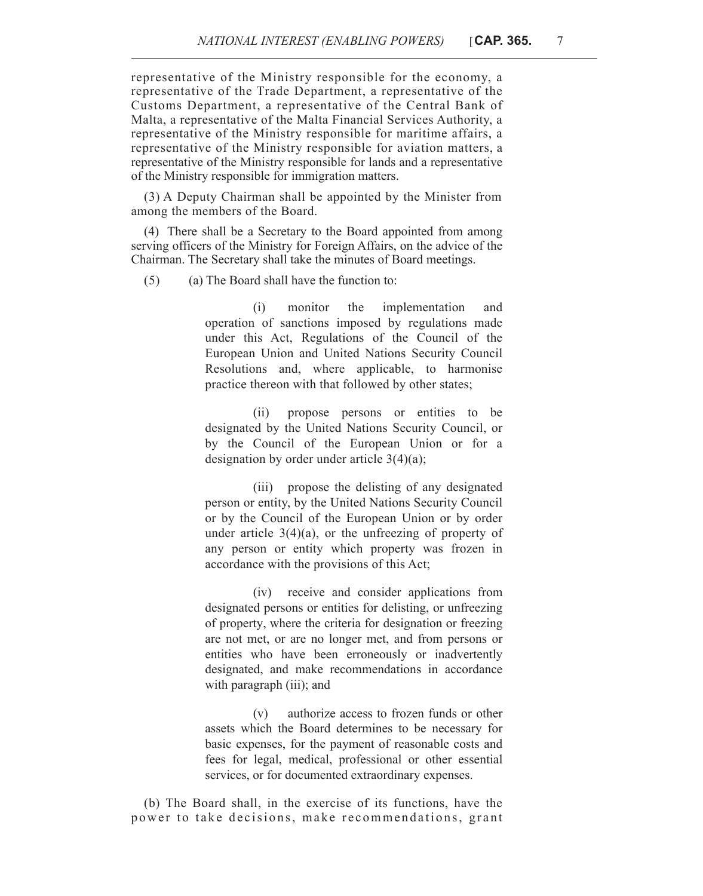representative of the Ministry responsible for the economy, a representative of the Trade Department, a representative of the Customs Department, a representative of the Central Bank of Malta, a representative of the Malta Financial Services Authority, a representative of the Ministry responsible for maritime affairs, a representative of the Ministry responsible for aviation matters, a representative of the Ministry responsible for lands and a representative of the Ministry responsible for immigration matters.

(3) A Deputy Chairman shall be appointed by the Minister from among the members of the Board.

(4) There shall be a Secretary to the Board appointed from among serving officers of the Ministry for Foreign Affairs, on the advice of the Chairman. The Secretary shall take the minutes of Board meetings.

(5) (a) The Board shall have the function to:

(i) monitor the implementation and operation of sanctions imposed by regulations made under this Act, Regulations of the Council of the European Union and United Nations Security Council Resolutions and, where applicable, to harmonise practice thereon with that followed by other states;

(ii) propose persons or entities to be designated by the United Nations Security Council, or by the Council of the European Union or for a designation by order under article 3(4)(a);

(iii) propose the delisting of any designated person or entity, by the United Nations Security Council or by the Council of the European Union or by order under article 3(4)(a), or the unfreezing of property of any person or entity which property was frozen in accordance with the provisions of this Act;

(iv) receive and consider applications from designated persons or entities for delisting, or unfreezing of property, where the criteria for designation or freezing are not met, or are no longer met, and from persons or entities who have been erroneously or inadvertently designated, and make recommendations in accordance with paragraph (iii); and

(v) authorize access to frozen funds or other assets which the Board determines to be necessary for basic expenses, for the payment of reasonable costs and fees for legal, medical, professional or other essential services, or for documented extraordinary expenses.

(b) The Board shall, in the exercise of its functions, have the power to take decisions, make recommendations, grant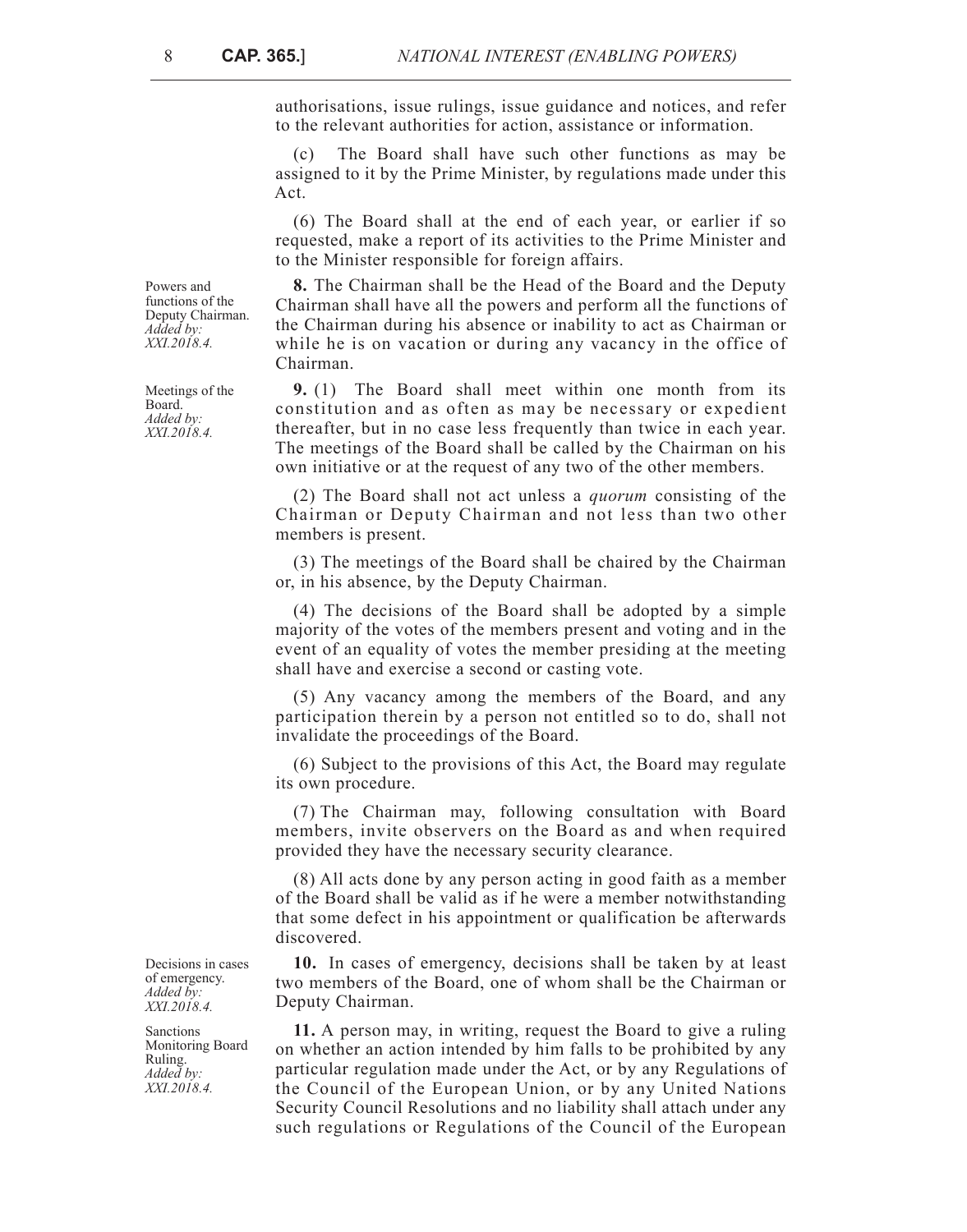authorisations, issue rulings, issue guidance and notices, and refer to the relevant authorities for action, assistance or information.

(c) The Board shall have such other functions as may be assigned to it by the Prime Minister, by regulations made under this Act.

(6) The Board shall at the end of each year, or earlier if so requested, make a report of its activities to the Prime Minister and to the Minister responsible for foreign affairs.

Powers and functions of the Deputy Chairman. *Added by: XXI.2018.4.*

**8.** The Chairman shall be the Head of the Board and the Deputy Chairman shall have all the powers and perform all the functions of the Chairman during his absence or inability to act as Chairman or while he is on vacation or during any vacancy in the office of Chairman.

Meetings of the Board. *Added by: XXI.2018.4.*

**9.** (1) The Board shall meet within one month from its constitution and as often as may be necessary or expedient thereafter, but in no case less frequently than twice in each year. The meetings of the Board shall be called by the Chairman on his own initiative or at the request of any two of the other members.

(2) The Board shall not act unless a *quorum* consisting of the Chairman or Deputy Chairman and not less than two other members is present.

(3) The meetings of the Board shall be chaired by the Chairman or, in his absence, by the Deputy Chairman.

(4) The decisions of the Board shall be adopted by a simple majority of the votes of the members present and voting and in the event of an equality of votes the member presiding at the meeting shall have and exercise a second or casting vote.

(5) Any vacancy among the members of the Board, and any participation therein by a person not entitled so to do, shall not invalidate the proceedings of the Board.

(6) Subject to the provisions of this Act, the Board may regulate its own procedure.

(7) The Chairman may, following consultation with Board members, invite observers on the Board as and when required provided they have the necessary security clearance.

(8) All acts done by any person acting in good faith as a member of the Board shall be valid as if he were a member notwithstanding that some defect in his appointment or qualification be afterwards discovered.

Decisions in cases of emergency. *Added by: XXI.2018.4.*

**10.** In cases of emergency, decisions shall be taken by at least two members of the Board, one of whom shall be the Chairman or Deputy Chairman.

Sanctions Monitoring Board Ruling. *Added by: XXI.2018.4.*

**11.** A person may, in writing, request the Board to give a ruling on whether an action intended by him falls to be prohibited by any particular regulation made under the Act, or by any Regulations of the Council of the European Union, or by any United Nations Security Council Resolutions and no liability shall attach under any such regulations or Regulations of the Council of the European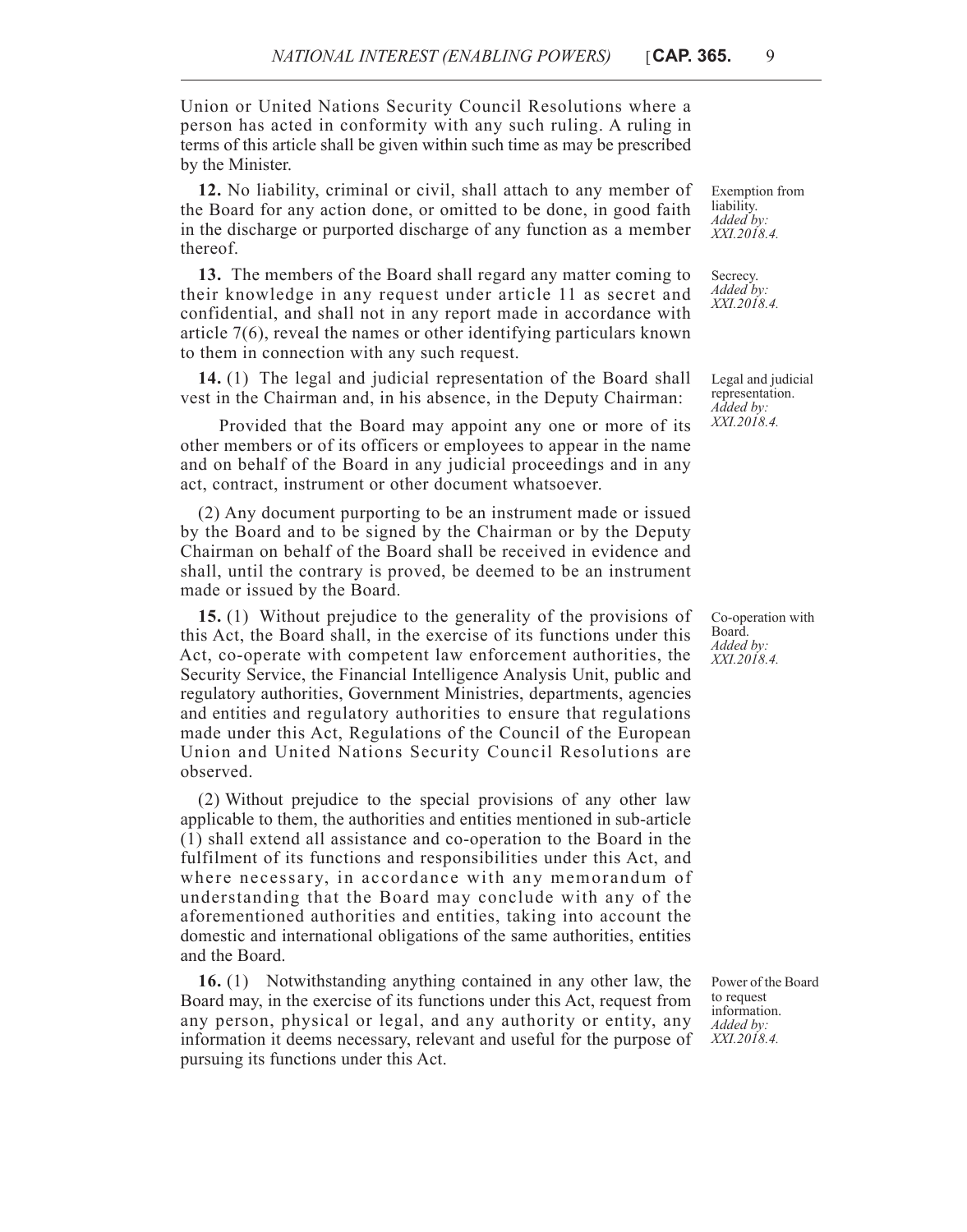Union or United Nations Security Council Resolutions where a person has acted in conformity with any such ruling. A ruling in terms of this article shall be given within such time as may be prescribed by the Minister.

Exemption from liability.
*Added by: XXI.2018.4.*

**12.** No liability, criminal or civil, shall attach to any member of the Board for any action done, or omitted to be done, in good faith in the discharge or purported discharge of any function as a member thereof.

Secrecy.
*Added by: XXI.2018.4.*

**13.** The members of the Board shall regard any matter coming to their knowledge in any request under article 11 as secret and confidential, and shall not in any report made in accordance with article 7(6), reveal the names or other identifying particulars known to them in connection with any such request.

Legal and judicial representation.
*Added by: XXI.2018.4.*

**14.** (1) The legal and judicial representation of the Board shall vest in the Chairman and, in his absence, in the Deputy Chairman:

Provided that the Board may appoint any one or more of its other members or of its officers or employees to appear in the name and on behalf of the Board in any judicial proceedings and in any act, contract, instrument or other document whatsoever.

(2) Any document purporting to be an instrument made or issued by the Board and to be signed by the Chairman or by the Deputy Chairman on behalf of the Board shall be received in evidence and shall, until the contrary is proved, be deemed to be an instrument made or issued by the Board.

Co-operation with Board.
*Added by: XXI.2018.4.*

**15.** (1) Without prejudice to the generality of the provisions of this Act, the Board shall, in the exercise of its functions under this Act, co-operate with competent law enforcement authorities, the Security Service, the Financial Intelligence Analysis Unit, public and regulatory authorities, Government Ministries, departments, agencies and entities and regulatory authorities to ensure that regulations made under this Act, Regulations of the Council of the European Union and United Nations Security Council Resolutions are observed.

(2) Without prejudice to the special provisions of any other law applicable to them, the authorities and entities mentioned in sub-article (1) shall extend all assistance and co-operation to the Board in the fulfilment of its functions and responsibilities under this Act, and where necessary, in accordance with any memorandum of understanding that the Board may conclude with any of the aforementioned authorities and entities, taking into account the domestic and international obligations of the same authorities, entities and the Board.

Power of the Board to request information.
*Added by: XXI.2018.4.*

**16.** (1) Notwithstanding anything contained in any other law, the Board may, in the exercise of its functions under this Act, request from any person, physical or legal, and any authority or entity, any information it deems necessary, relevant and useful for the purpose of pursuing its functions under this Act.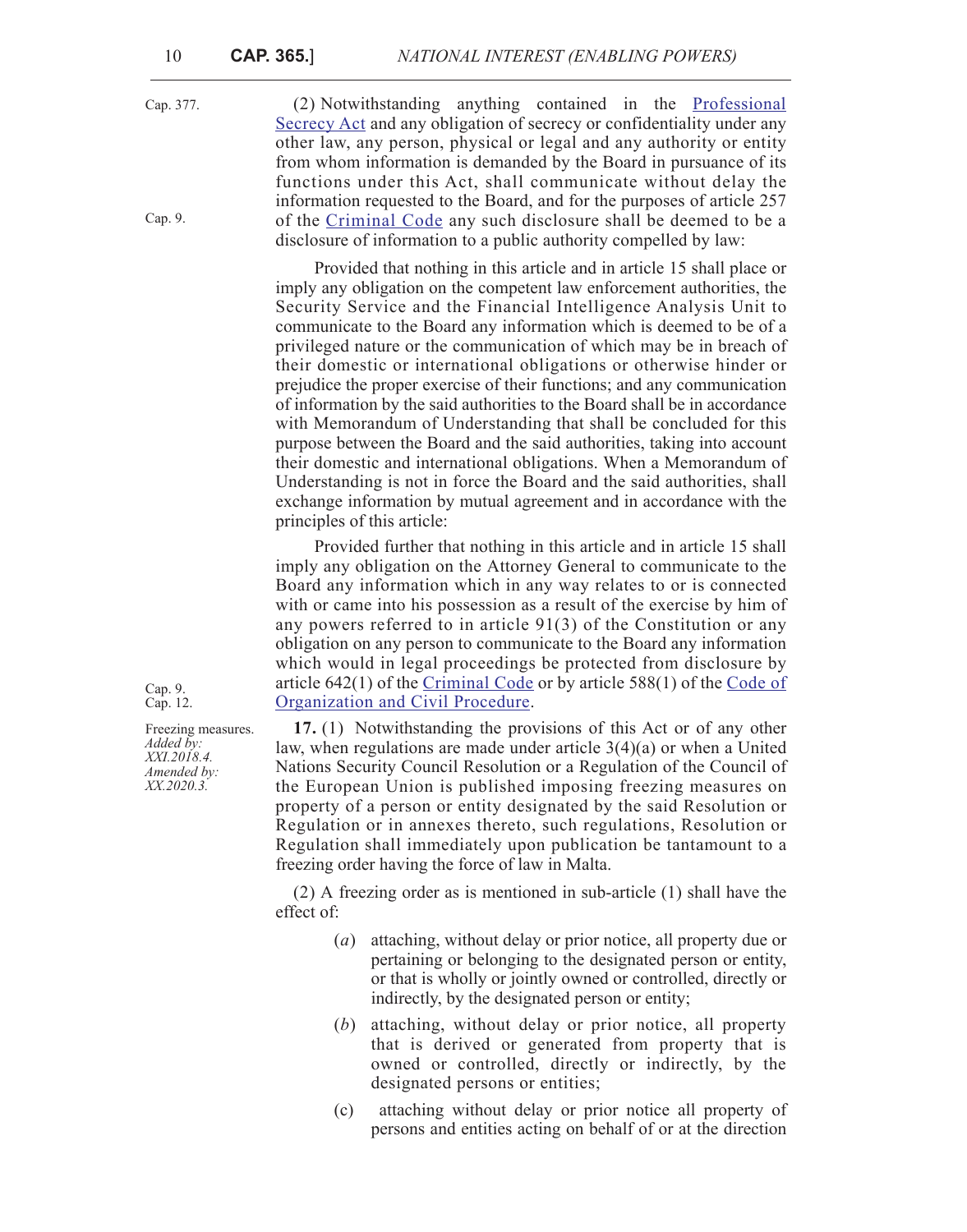Cap. 377.

(2) Notwithstanding anything contained in the Professional Secrecy Act and any obligation of secrecy or confidentiality under any other law, any person, physical or legal and any authority or entity from whom information is demanded by the Board in pursuance of its functions under this Act, shall communicate without delay the information requested to the Board, and for the purposes of article 257 of the Criminal Code any such disclosure shall be deemed to be a disclosure of information to a public authority compelled by law:

Cap. 9.

Provided that nothing in this article and in article 15 shall place or imply any obligation on the competent law enforcement authorities, the Security Service and the Financial Intelligence Analysis Unit to communicate to the Board any information which is deemed to be of a privileged nature or the communication of which may be in breach of their domestic or international obligations or otherwise hinder or prejudice the proper exercise of their functions; and any communication of information by the said authorities to the Board shall be in accordance with Memorandum of Understanding that shall be concluded for this purpose between the Board and the said authorities, taking into account their domestic and international obligations. When a Memorandum of Understanding is not in force the Board and the said authorities, shall exchange information by mutual agreement and in accordance with the principles of this article:

Provided further that nothing in this article and in article 15 shall imply any obligation on the Attorney General to communicate to the Board any information which in any way relates to or is connected with or came into his possession as a result of the exercise by him of any powers referred to in article 91(3) of the Constitution or any obligation on any person to communicate to the Board any information which would in legal proceedings be protected from disclosure by article 642(1) of the Criminal Code or by article 588(1) of the Code of Organization and Civil Procedure.

Cap. 9.
Cap. 12.

Freezing measures.
*Added by: XXI.2018.4.*
*Amended by: XX.2020.3.*

**17.** (1) Notwithstanding the provisions of this Act or of any other law, when regulations are made under article 3(4)(a) or when a United Nations Security Council Resolution or a Regulation of the Council of the European Union is published imposing freezing measures on property of a person or entity designated by the said Resolution or Regulation or in annexes thereto, such regulations, Resolution or Regulation shall immediately upon publication be tantamount to a freezing order having the force of law in Malta.

(2) A freezing order as is mentioned in sub-article (1) shall have the effect of:

(*a*) attaching, without delay or prior notice, all property due or pertaining or belonging to the designated person or entity, or that is wholly or jointly owned or controlled, directly or indirectly, by the designated person or entity;

(*b*) attaching, without delay or prior notice, all property that is derived or generated from property that is owned or controlled, directly or indirectly, by the designated persons or entities;

(c) attaching without delay or prior notice all property of persons and entities acting on behalf of or at the direction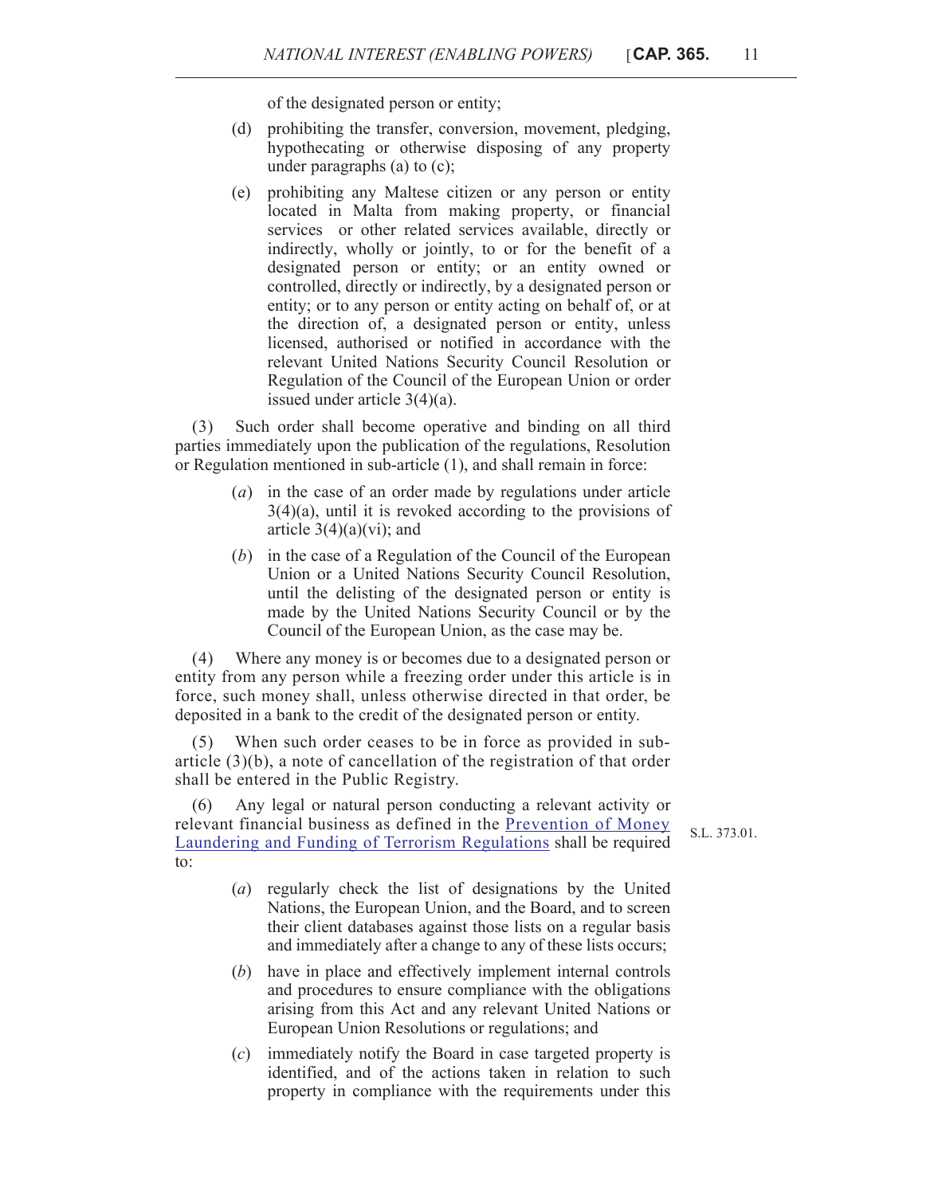of the designated person or entity;

(d) prohibiting the transfer, conversion, movement, pledging, hypothecating or otherwise disposing of any property under paragraphs (a) to (c);

(e) prohibiting any Maltese citizen or any person or entity located in Malta from making property, or financial services or other related services available, directly or indirectly, wholly or jointly, to or for the benefit of a designated person or entity; or an entity owned or controlled, directly or indirectly, by a designated person or entity; or to any person or entity acting on behalf of, or at the direction of, a designated person or entity, unless licensed, authorised or notified in accordance with the relevant United Nations Security Council Resolution or Regulation of the Council of the European Union or order issued under article 3(4)(a).

(3) Such order shall become operative and binding on all third parties immediately upon the publication of the regulations, Resolution or Regulation mentioned in sub-article (1), and shall remain in force:

(*a*) in the case of an order made by regulations under article 3(4)(a), until it is revoked according to the provisions of article 3(4)(a)(vi); and

(*b*) in the case of a Regulation of the Council of the European Union or a United Nations Security Council Resolution, until the delisting of the designated person or entity is made by the United Nations Security Council or by the Council of the European Union, as the case may be.

(4) Where any money is or becomes due to a designated person or entity from any person while a freezing order under this article is in force, such money shall, unless otherwise directed in that order, be deposited in a bank to the credit of the designated person or entity.

(5) When such order ceases to be in force as provided in sub-article (3)(b), a note of cancellation of the registration of that order shall be entered in the Public Registry.

(6) Any legal or natural person conducting a relevant activity or relevant financial business as defined in the Prevention of Money Laundering and Funding of Terrorism Regulations shall be required to:

S.L. 373.01.

(*a*) regularly check the list of designations by the United Nations, the European Union, and the Board, and to screen their client databases against those lists on a regular basis and immediately after a change to any of these lists occurs;

(*b*) have in place and effectively implement internal controls and procedures to ensure compliance with the obligations arising from this Act and any relevant United Nations or European Union Resolutions or regulations; and

(*c*) immediately notify the Board in case targeted property is identified, and of the actions taken in relation to such property in compliance with the requirements under this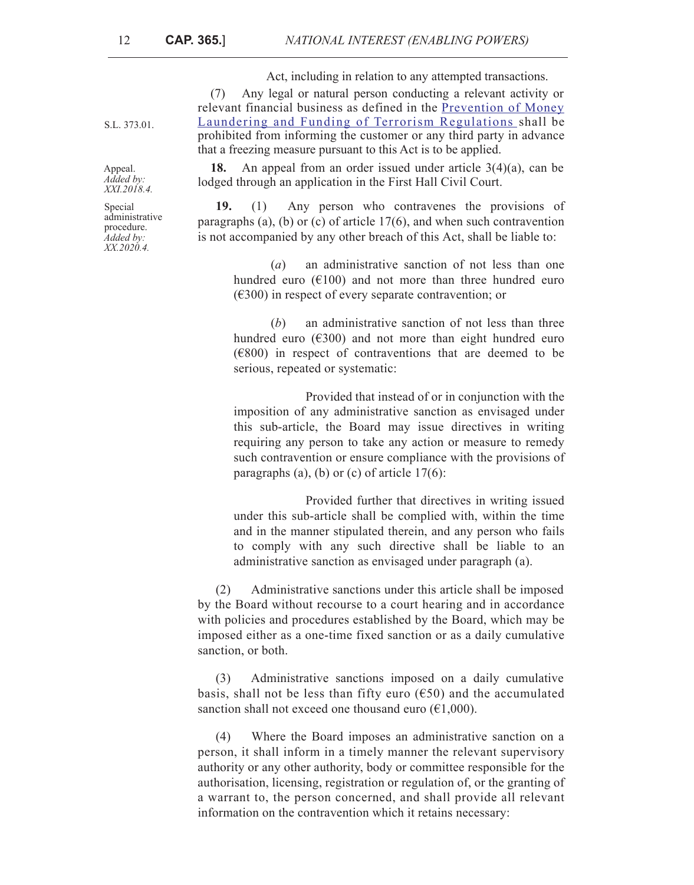Act, including in relation to any attempted transactions.

(7) Any legal or natural person conducting a relevant activity or relevant financial business as defined in the Prevention of Money Laundering and Funding of Terrorism Regulations shall be prohibited from informing the customer or any third party in advance that a freezing measure pursuant to this Act is to be applied.

S.L. 373.01.

Appeal. *Added by: XXI.2018.4.*

**18.** An appeal from an order issued under article 3(4)(a), can be lodged through an application in the First Hall Civil Court.

Special administrative procedure. *Added by: XX.2020.4.*

**19.** (1) Any person who contravenes the provisions of paragraphs (a), (b) or (c) of article 17(6), and when such contravention is not accompanied by any other breach of this Act, shall be liable to:

(*a*) an administrative sanction of not less than one hundred euro (€100) and not more than three hundred euro (€300) in respect of every separate contravention; or

(*b*) an administrative sanction of not less than three hundred euro (€300) and not more than eight hundred euro (€800) in respect of contraventions that are deemed to be serious, repeated or systematic:

Provided that instead of or in conjunction with the imposition of any administrative sanction as envisaged under this sub-article, the Board may issue directives in writing requiring any person to take any action or measure to remedy such contravention or ensure compliance with the provisions of paragraphs (a), (b) or (c) of article 17(6):

Provided further that directives in writing issued under this sub-article shall be complied with, within the time and in the manner stipulated therein, and any person who fails to comply with any such directive shall be liable to an administrative sanction as envisaged under paragraph (a).

(2) Administrative sanctions under this article shall be imposed by the Board without recourse to a court hearing and in accordance with policies and procedures established by the Board, which may be imposed either as a one-time fixed sanction or as a daily cumulative sanction, or both.

(3) Administrative sanctions imposed on a daily cumulative basis, shall not be less than fifty euro (€50) and the accumulated sanction shall not exceed one thousand euro (€1,000).

(4) Where the Board imposes an administrative sanction on a person, it shall inform in a timely manner the relevant supervisory authority or any other authority, body or committee responsible for the authorisation, licensing, registration or regulation of, or the granting of a warrant to, the person concerned, and shall provide all relevant information on the contravention which it retains necessary: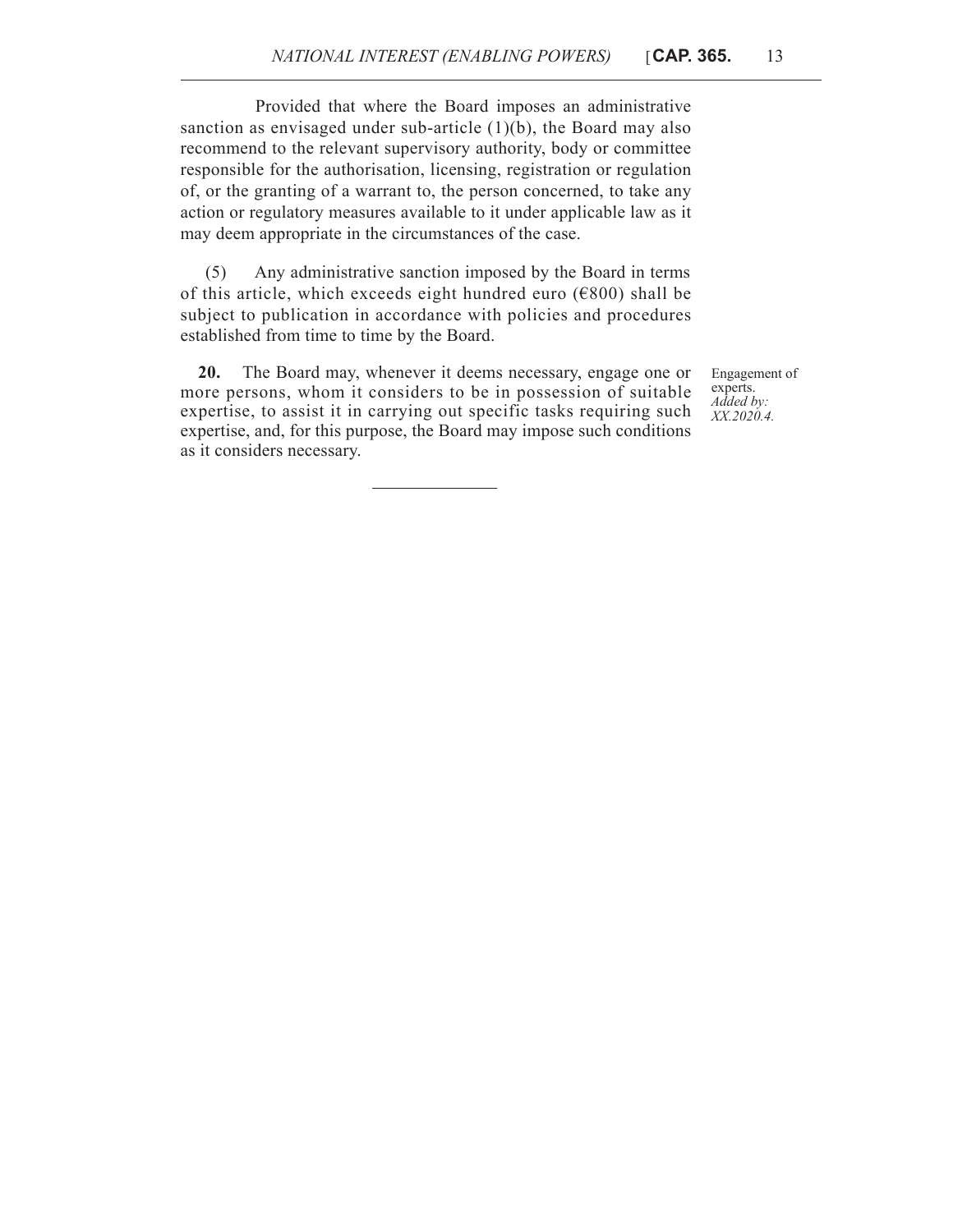Provided that where the Board imposes an administrative sanction as envisaged under sub-article (1)(b), the Board may also recommend to the relevant supervisory authority, body or committee responsible for the authorisation, licensing, registration or regulation of, or the granting of a warrant to, the person concerned, to take any action or regulatory measures available to it under applicable law as it may deem appropriate in the circumstances of the case.

(5) Any administrative sanction imposed by the Board in terms of this article, which exceeds eight hundred euro (€800) shall be subject to publication in accordance with policies and procedures established from time to time by the Board.

Engagement of experts.
*Added by: XX.2020.4.*

**20.** The Board may, whenever it deems necessary, engage one or more persons, whom it considers to be in possession of suitable expertise, to assist it in carrying out specific tasks requiring such expertise, and, for this purpose, the Board may impose such conditions as it considers necessary.